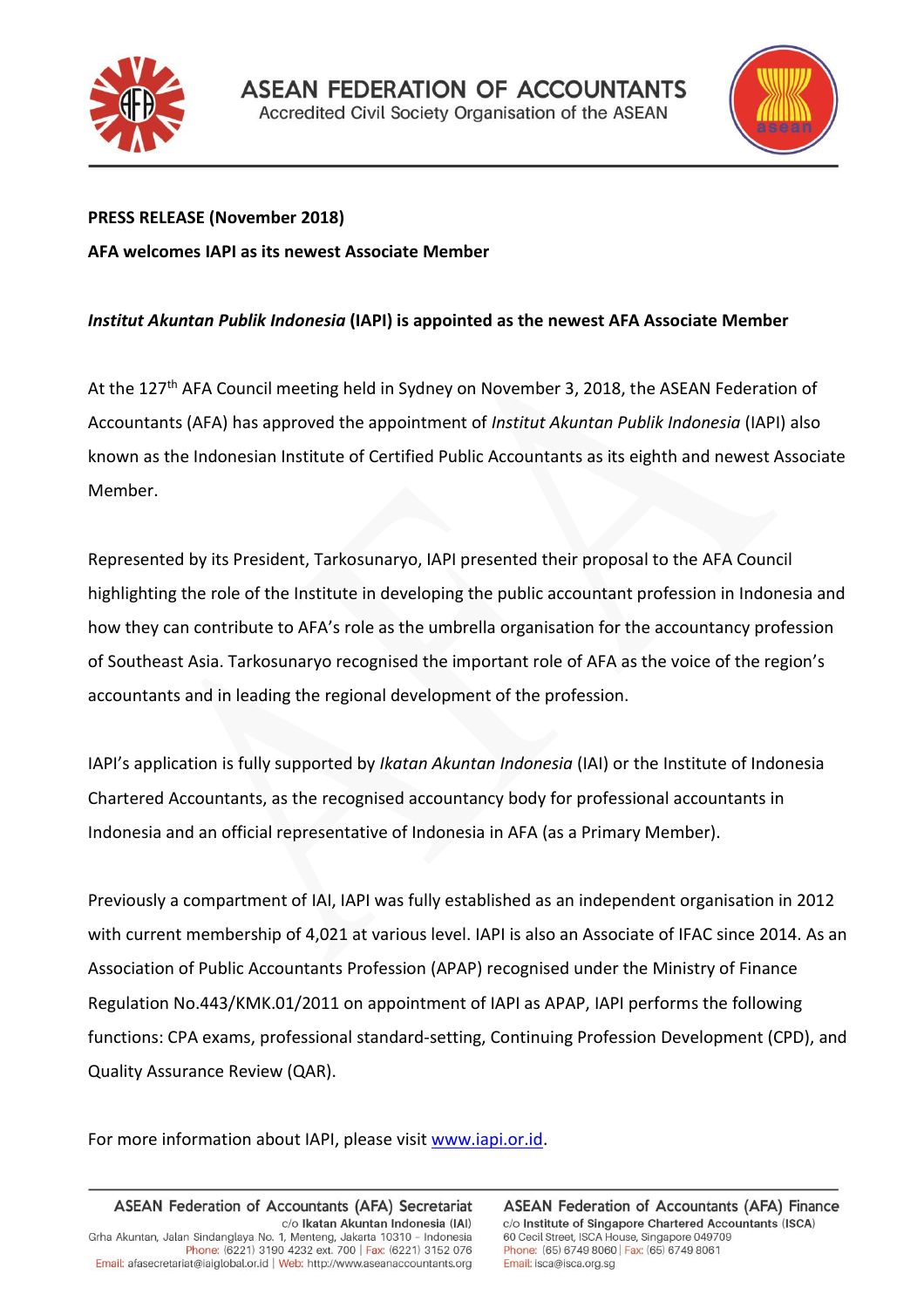# ASEAN FEDERATION OF ACCOUNTANTS

Accredited Civil Society Organisation of the ASEAN

**PRESS RELEASE (November 2018)**

**AFA welcomes IAPI as its newest Associate Member**

***Institut Akuntan Publik Indonesia* (IAPI) is appointed as the newest AFA Associate Member**

At the 127th AFA Council meeting held in Sydney on November 3, 2018, the ASEAN Federation of Accountants (AFA) has approved the appointment of *Institut Akuntan Publik Indonesia* (IAPI) also known as the Indonesian Institute of Certified Public Accountants as its eighth and newest Associate Member.

Represented by its President, Tarkosunaryo, IAPI presented their proposal to the AFA Council highlighting the role of the Institute in developing the public accountant profession in Indonesia and how they can contribute to AFA's role as the umbrella organisation for the accountancy profession of Southeast Asia. Tarkosunaryo recognised the important role of AFA as the voice of the region's accountants and in leading the regional development of the profession.

IAPI's application is fully supported by *Ikatan Akuntan Indonesia* (IAI) or the Institute of Indonesia Chartered Accountants, as the recognised accountancy body for professional accountants in Indonesia and an official representative of Indonesia in AFA (as a Primary Member).

Previously a compartment of IAI, IAPI was fully established as an independent organisation in 2012 with current membership of 4,021 at various level. IAPI is also an Associate of IFAC since 2014. As an Association of Public Accountants Profession (APAP) recognised under the Ministry of Finance Regulation No.443/KMK.01/2011 on appointment of IAPI as APAP, IAPI performs the following functions: CPA exams, professional standard-setting, Continuing Profession Development (CPD), and Quality Assurance Review (QAR).

For more information about IAPI, please visit [www.iapi.or.id](http://www.iapi.or.id).

**ASEAN Federation of Accountants (AFA) Secretariat**
c/o **Ikatan Akuntan Indonesia (IAI)**
Grha Akuntan, Jalan Sindanglaya No. 1, Menteng, Jakarta 10310 – Indonesia
Phone: (6221) 3190 4232 ext. 700 | Fax: (6221) 3152 076
Email: afasecretariat@iaiglobal.or.id | Web: http://www.aseanaccountants.org

**ASEAN Federation of Accountants (AFA) Finance**
c/o **Institute of Singapore Chartered Accountants (ISCA)**
60 Cecil Street, ISCA House, Singapore 049709
Phone: (65) 6749 8060 | Fax: (65) 6749 8061
Email: isca@isca.org.sg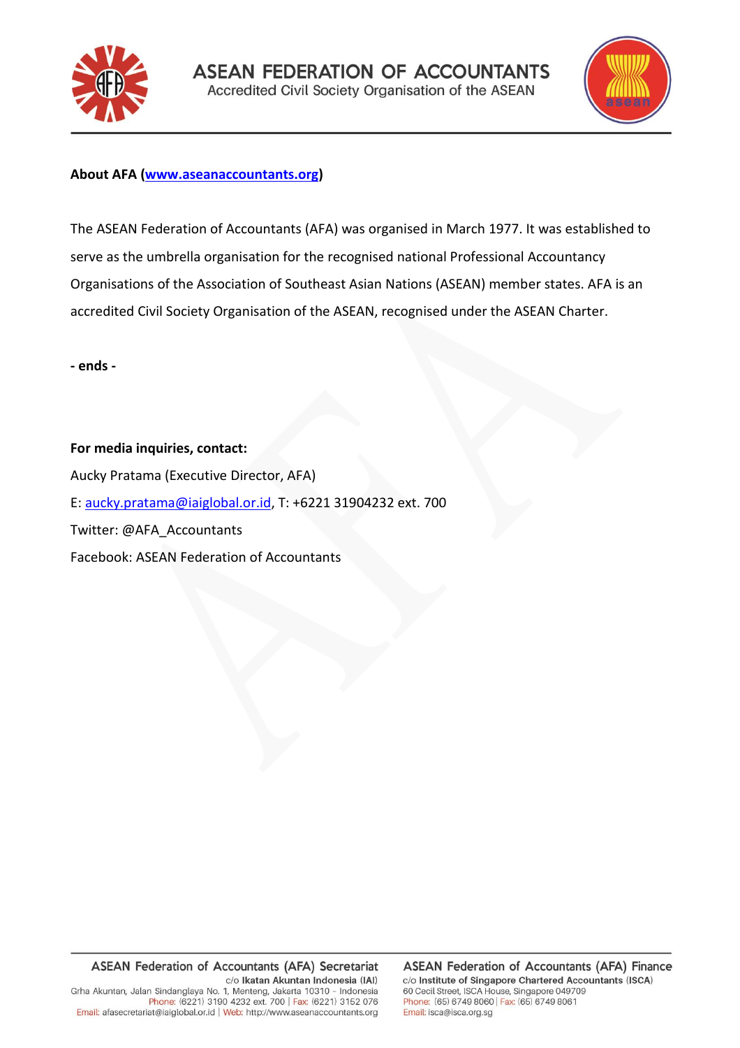**About AFA ([www.aseanaccountants.org](http://www.aseanaccountants.org))**

The ASEAN Federation of Accountants (AFA) was organised in March 1977. It was established to serve as the umbrella organisation for the recognised national Professional Accountancy Organisations of the Association of Southeast Asian Nations (ASEAN) member states. AFA is an accredited Civil Society Organisation of the ASEAN, recognised under the ASEAN Charter.

**- ends -**

**For media inquiries, contact:**

Aucky Pratama (Executive Director, AFA)

E: [aucky.pratama@iaiglobal.or.id](mailto:aucky.pratama@iaiglobal.or.id), T: +6221 31904232 ext. 700

Twitter: @AFA_Accountants

Facebook: ASEAN Federation of Accountants